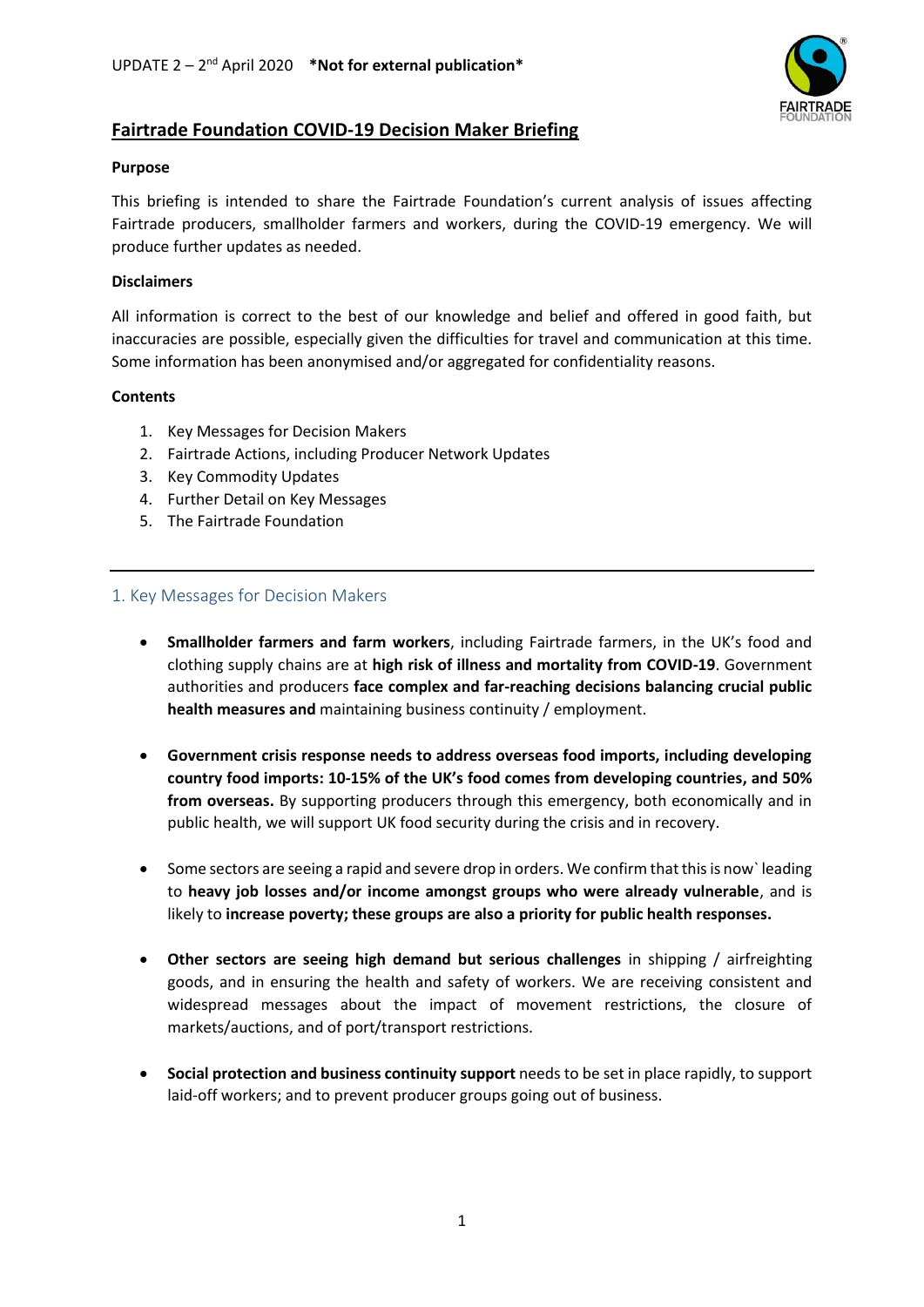UPDATE 2 – 2nd April 2020 **\*Not for external publication\***

# Fairtrade Foundation COVID-19 Decision Maker Briefing

**Purpose**

This briefing is intended to share the Fairtrade Foundation's current analysis of issues affecting Fairtrade producers, smallholder farmers and workers, during the COVID-19 emergency. We will produce further updates as needed.

**Disclaimers**

All information is correct to the best of our knowledge and belief and offered in good faith, but inaccuracies are possible, especially given the difficulties for travel and communication at this time. Some information has been anonymised and/or aggregated for confidentiality reasons.

**Contents**

1. Key Messages for Decision Makers
2. Fairtrade Actions, including Producer Network Updates
3. Key Commodity Updates
4. Further Detail on Key Messages
5. The Fairtrade Foundation

---

## 1. Key Messages for Decision Makers

- **Smallholder farmers and farm workers**, including Fairtrade farmers, in the UK's food and clothing supply chains are at **high risk of illness and mortality from COVID-19**. Government authorities and producers **face complex and far-reaching decisions balancing crucial public health measures and** maintaining business continuity / employment.

- **Government crisis response needs to address overseas food imports, including developing country food imports: 10-15% of the UK's food comes from developing countries, and 50% from overseas.** By supporting producers through this emergency, both economically and in public health, we will support UK food security during the crisis and in recovery.

- Some sectors are seeing a rapid and severe drop in orders. We confirm that this is now` leading to **heavy job losses and/or income amongst groups who were already vulnerable**, and is likely to **increase poverty; these groups are also a priority for public health responses.**

- **Other sectors are seeing high demand but serious challenges** in shipping / airfreighting goods, and in ensuring the health and safety of workers. We are receiving consistent and widespread messages about the impact of movement restrictions, the closure of markets/auctions, and of port/transport restrictions.

- **Social protection and business continuity support** needs to be set in place rapidly, to support laid-off workers; and to prevent producer groups going out of business.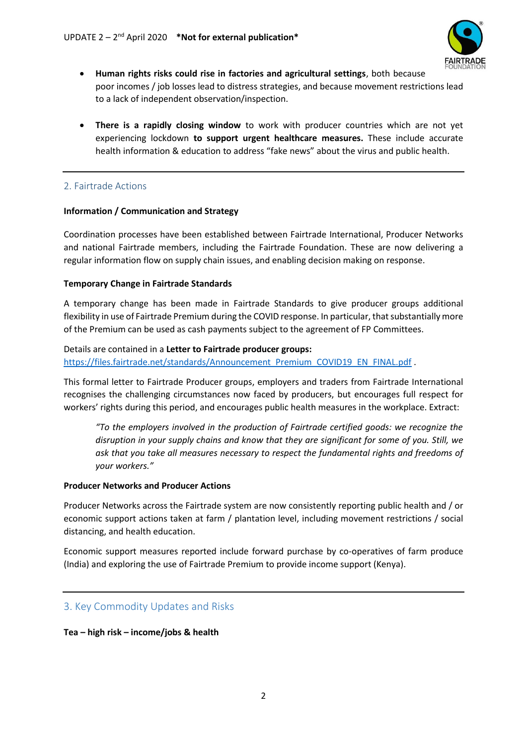- **Human rights risks could rise in factories and agricultural settings**, both because poor incomes / job losses lead to distress strategies, and because movement restrictions lead to a lack of independent observation/inspection.

- **There is a rapidly closing window** to work with producer countries which are not yet experiencing lockdown **to support urgent healthcare measures.** These include accurate health information & education to address "fake news" about the virus and public health.

---

## 2. Fairtrade Actions

**Information / Communication and Strategy**

Coordination processes have been established between Fairtrade International, Producer Networks and national Fairtrade members, including the Fairtrade Foundation. These are now delivering a regular information flow on supply chain issues, and enabling decision making on response.

**Temporary Change in Fairtrade Standards**

A temporary change has been made in Fairtrade Standards to give producer groups additional flexibility in use of Fairtrade Premium during the COVID response. In particular, that substantially more of the Premium can be used as cash payments subject to the agreement of FP Committees.

Details are contained in a **Letter to Fairtrade producer groups:** [https://files.fairtrade.net/standards/Announcement_Premium_COVID19_EN_FINAL.pdf](https://files.fairtrade.net/standards/Announcement_Premium_COVID19_EN_FINAL.pdf) .

This formal letter to Fairtrade Producer groups, employers and traders from Fairtrade International recognises the challenging circumstances now faced by producers, but encourages full respect for workers' rights during this period, and encourages public health measures in the workplace. Extract:

> *"To the employers involved in the production of Fairtrade certified goods: we recognize the disruption in your supply chains and know that they are significant for some of you. Still, we ask that you take all measures necessary to respect the fundamental rights and freedoms of your workers."*

**Producer Networks and Producer Actions**

Producer Networks across the Fairtrade system are now consistently reporting public health and / or economic support actions taken at farm / plantation level, including movement restrictions / social distancing, and health education.

Economic support measures reported include forward purchase by co-operatives of farm produce (India) and exploring the use of Fairtrade Premium to provide income support (Kenya).

---

## 3. Key Commodity Updates and Risks

**Tea – high risk – income/jobs & health**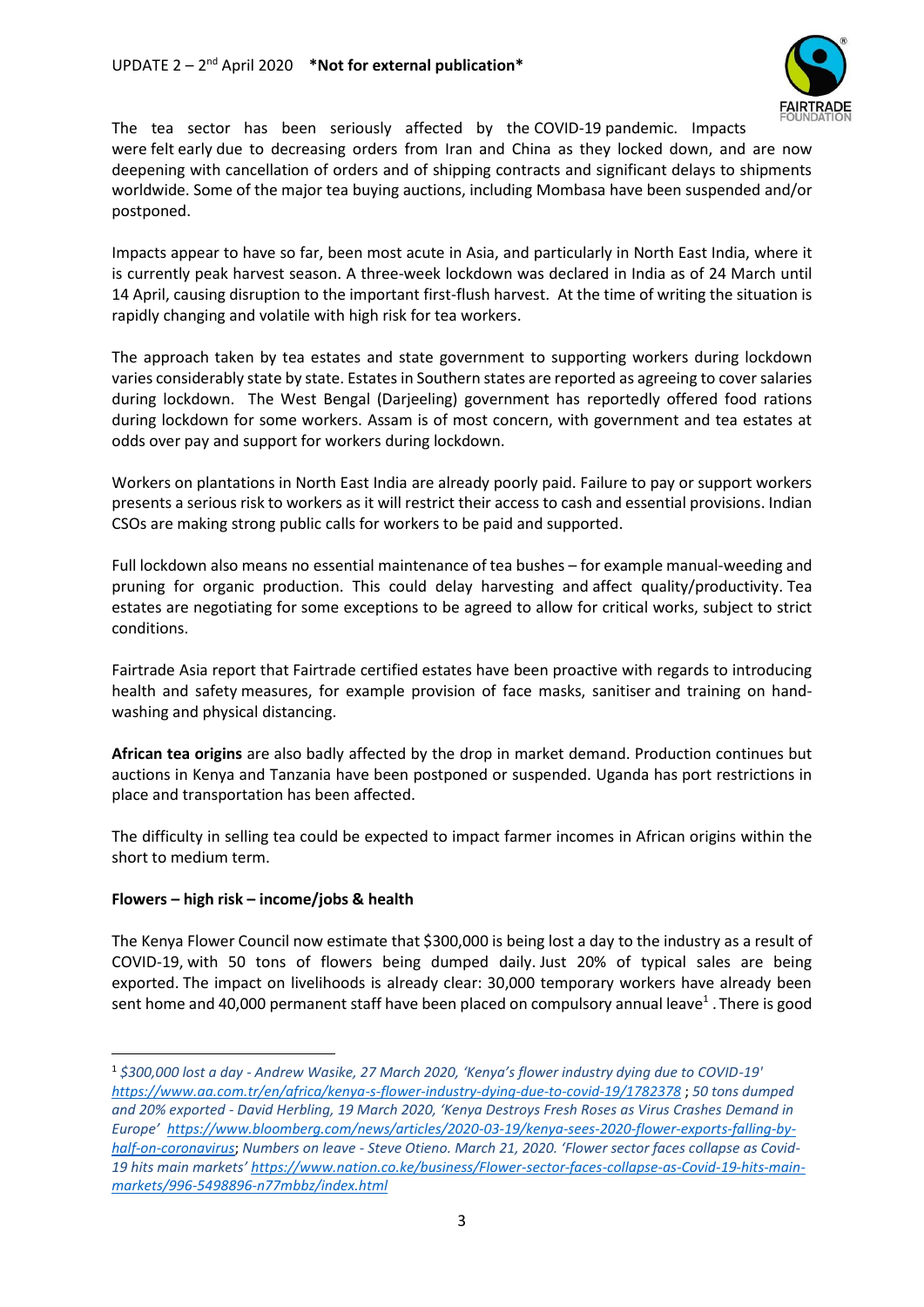The tea sector has been seriously affected by the COVID-19 pandemic. Impacts were felt early due to decreasing orders from Iran and China as they locked down, and are now deepening with cancellation of orders and of shipping contracts and significant delays to shipments worldwide. Some of the major tea buying auctions, including Mombasa have been suspended and/or postponed.

Impacts appear to have so far, been most acute in Asia, and particularly in North East India, where it is currently peak harvest season. A three-week lockdown was declared in India as of 24 March until 14 April, causing disruption to the important first-flush harvest. At the time of writing the situation is rapidly changing and volatile with high risk for tea workers.

The approach taken by tea estates and state government to supporting workers during lockdown varies considerably state by state. Estates in Southern states are reported as agreeing to cover salaries during lockdown. The West Bengal (Darjeeling) government has reportedly offered food rations during lockdown for some workers. Assam is of most concern, with government and tea estates at odds over pay and support for workers during lockdown.

Workers on plantations in North East India are already poorly paid. Failure to pay or support workers presents a serious risk to workers as it will restrict their access to cash and essential provisions. Indian CSOs are making strong public calls for workers to be paid and supported.

Full lockdown also means no essential maintenance of tea bushes – for example manual-weeding and pruning for organic production. This could delay harvesting and affect quality/productivity. Tea estates are negotiating for some exceptions to be agreed to allow for critical works, subject to strict conditions.

Fairtrade Asia report that Fairtrade certified estates have been proactive with regards to introducing health and safety measures, for example provision of face masks, sanitiser and training on hand-washing and physical distancing.

**African tea origins** are also badly affected by the drop in market demand. Production continues but auctions in Kenya and Tanzania have been postponed or suspended. Uganda has port restrictions in place and transportation has been affected.

The difficulty in selling tea could be expected to impact farmer incomes in African origins within the short to medium term.

**Flowers – high risk – income/jobs & health**

The Kenya Flower Council now estimate that $300,000 is being lost a day to the industry as a result of COVID-19, with 50 tons of flowers being dumped daily. Just 20% of typical sales are being exported. The impact on livelihoods is already clear: 30,000 temporary workers have already been sent home and 40,000 permanent staff have been placed on compulsory annual leave[1] . There is good

[1] *$300,000 lost a day - Andrew Wasike, 27 March 2020, 'Kenya's flower industry dying due to COVID-19'* *https://www.aa.com.tr/en/africa/kenya-s-flower-industry-dying-due-to-covid-19/1782378* ; *50 tons dumped and 20% exported - David Herbling, 19 March 2020, 'Kenya Destroys Fresh Roses as Virus Crashes Demand in Europe'* *https://www.bloomberg.com/news/articles/2020-03-19/kenya-sees-2020-flower-exports-falling-by-half-on-coronavirus*; *Numbers on leave - Steve Otieno. March 21, 2020. 'Flower sector faces collapse as Covid-19 hits main markets'* *https://www.nation.co.ke/business/Flower-sector-faces-collapse-as-Covid-19-hits-main-markets/996-5498896-n77mbbz/index.html*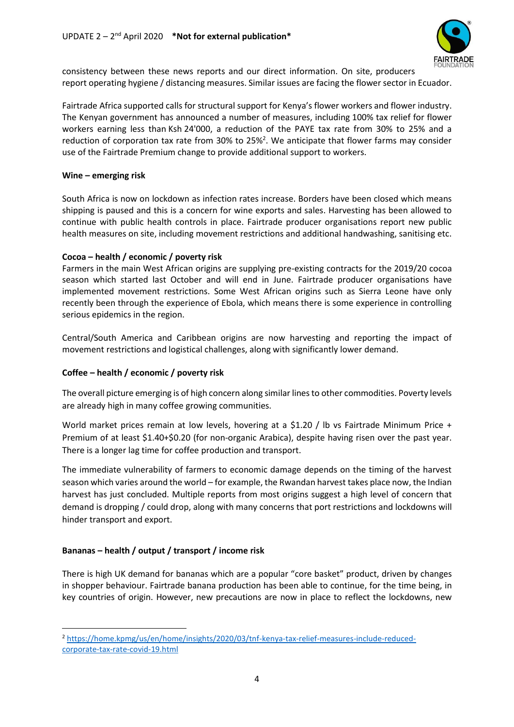consistency between these news reports and our direct information. On site, producers report operating hygiene / distancing measures. Similar issues are facing the flower sector in Ecuador.

Fairtrade Africa supported calls for structural support for Kenya's flower workers and flower industry. The Kenyan government has announced a number of measures, including 100% tax relief for flower workers earning less than Ksh 24'000, a reduction of the PAYE tax rate from 30% to 25% and a reduction of corporation tax rate from 30% to 25%[2]. We anticipate that flower farms may consider use of the Fairtrade Premium change to provide additional support to workers.

**Wine – emerging risk**

South Africa is now on lockdown as infection rates increase. Borders have been closed which means shipping is paused and this is a concern for wine exports and sales. Harvesting has been allowed to continue with public health controls in place. Fairtrade producer organisations report new public health measures on site, including movement restrictions and additional handwashing, sanitising etc.

**Cocoa – health / economic / poverty risk**

Farmers in the main West African origins are supplying pre-existing contracts for the 2019/20 cocoa season which started last October and will end in June. Fairtrade producer organisations have implemented movement restrictions. Some West African origins such as Sierra Leone have only recently been through the experience of Ebola, which means there is some experience in controlling serious epidemics in the region.

Central/South America and Caribbean origins are now harvesting and reporting the impact of movement restrictions and logistical challenges, along with significantly lower demand.

**Coffee – health / economic / poverty risk**

The overall picture emerging is of high concern along similar lines to other commodities. Poverty levels are already high in many coffee growing communities.

World market prices remain at low levels, hovering at a $1.20 / lb vs Fairtrade Minimum Price + Premium of at least $1.40+$0.20 (for non-organic Arabica), despite having risen over the past year. There is a longer lag time for coffee production and transport.

The immediate vulnerability of farmers to economic damage depends on the timing of the harvest season which varies around the world – for example, the Rwandan harvest takes place now, the Indian harvest has just concluded. Multiple reports from most origins suggest a high level of concern that demand is dropping / could drop, along with many concerns that port restrictions and lockdowns will hinder transport and export.

**Bananas – health / output / transport / income risk**

There is high UK demand for bananas which are a popular "core basket" product, driven by changes in shopper behaviour. Fairtrade banana production has been able to continue, for the time being, in key countries of origin. However, new precautions are now in place to reflect the lockdowns, new

---

[2] https://home.kpmg/us/en/home/insights/2020/03/tnf-kenya-tax-relief-measures-include-reduced-corporate-tax-rate-covid-19.html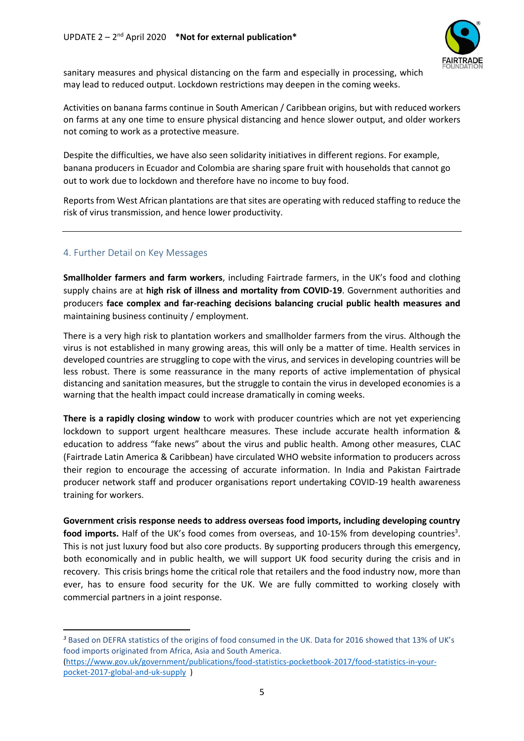sanitary measures and physical distancing on the farm and especially in processing, which may lead to reduced output. Lockdown restrictions may deepen in the coming weeks.

Activities on banana farms continue in South American / Caribbean origins, but with reduced workers on farms at any one time to ensure physical distancing and hence slower output, and older workers not coming to work as a protective measure.

Despite the difficulties, we have also seen solidarity initiatives in different regions. For example, banana producers in Ecuador and Colombia are sharing spare fruit with households that cannot go out to work due to lockdown and therefore have no income to buy food.

Reports from West African plantations are that sites are operating with reduced staffing to reduce the risk of virus transmission, and hence lower productivity.

---

## 4. Further Detail on Key Messages

**Smallholder farmers and farm workers**, including Fairtrade farmers, in the UK's food and clothing supply chains are at **high risk of illness and mortality from COVID-19**. Government authorities and producers **face complex and far-reaching decisions balancing crucial public health measures and** maintaining business continuity / employment.

There is a very high risk to plantation workers and smallholder farmers from the virus. Although the virus is not established in many growing areas, this will only be a matter of time. Health services in developed countries are struggling to cope with the virus, and services in developing countries will be less robust. There is some reassurance in the many reports of active implementation of physical distancing and sanitation measures, but the struggle to contain the virus in developed economies is a warning that the health impact could increase dramatically in coming weeks.

**There is a rapidly closing window** to work with producer countries which are not yet experiencing lockdown to support urgent healthcare measures. These include accurate health information & education to address "fake news" about the virus and public health. Among other measures, CLAC (Fairtrade Latin America & Caribbean) have circulated WHO website information to producers across their region to encourage the accessing of accurate information. In India and Pakistan Fairtrade producer network staff and producer organisations report undertaking COVID-19 health awareness training for workers.

**Government crisis response needs to address overseas food imports, including developing country food imports.** Half of the UK's food comes from overseas, and 10-15% from developing countries[3]. This is not just luxury food but also core products. By supporting producers through this emergency, both economically and in public health, we will support UK food security during the crisis and in recovery. This crisis brings home the critical role that retailers and the food industry now, more than ever, has to ensure food security for the UK. We are fully committed to working closely with commercial partners in a joint response.

---

[3] Based on DEFRA statistics of the origins of food consumed in the UK. Data for 2016 showed that 13% of UK's food imports originated from Africa, Asia and South America. (https://www.gov.uk/government/publications/food-statistics-pocketbook-2017/food-statistics-in-your-pocket-2017-global-and-uk-supply )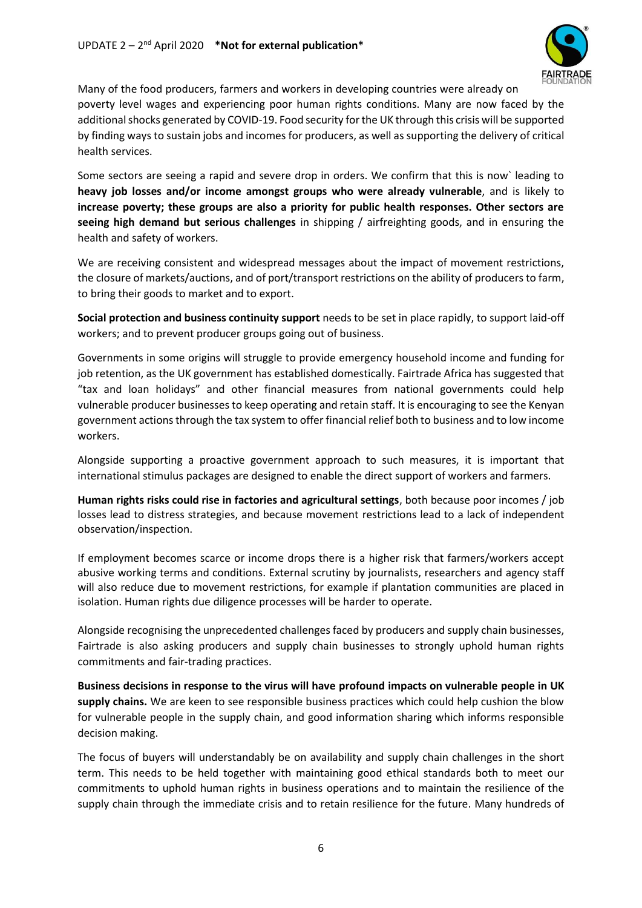Many of the food producers, farmers and workers in developing countries were already on poverty level wages and experiencing poor human rights conditions. Many are now faced by the additional shocks generated by COVID-19. Food security for the UK through this crisis will be supported by finding ways to sustain jobs and incomes for producers, as well as supporting the delivery of critical health services.

Some sectors are seeing a rapid and severe drop in orders. We confirm that this is now` leading to **heavy job losses and/or income amongst groups who were already vulnerable**, and is likely to **increase poverty; these groups are also a priority for public health responses. Other sectors are seeing high demand but serious challenges** in shipping / airfreighting goods, and in ensuring the health and safety of workers.

We are receiving consistent and widespread messages about the impact of movement restrictions, the closure of markets/auctions, and of port/transport restrictions on the ability of producers to farm, to bring their goods to market and to export.

**Social protection and business continuity support** needs to be set in place rapidly, to support laid-off workers; and to prevent producer groups going out of business.

Governments in some origins will struggle to provide emergency household income and funding for job retention, as the UK government has established domestically. Fairtrade Africa has suggested that "tax and loan holidays" and other financial measures from national governments could help vulnerable producer businesses to keep operating and retain staff. It is encouraging to see the Kenyan government actions through the tax system to offer financial relief both to business and to low income workers.

Alongside supporting a proactive government approach to such measures, it is important that international stimulus packages are designed to enable the direct support of workers and farmers.

**Human rights risks could rise in factories and agricultural settings**, both because poor incomes / job losses lead to distress strategies, and because movement restrictions lead to a lack of independent observation/inspection.

If employment becomes scarce or income drops there is a higher risk that farmers/workers accept abusive working terms and conditions. External scrutiny by journalists, researchers and agency staff will also reduce due to movement restrictions, for example if plantation communities are placed in isolation. Human rights due diligence processes will be harder to operate.

Alongside recognising the unprecedented challenges faced by producers and supply chain businesses, Fairtrade is also asking producers and supply chain businesses to strongly uphold human rights commitments and fair-trading practices.

**Business decisions in response to the virus will have profound impacts on vulnerable people in UK supply chains.** We are keen to see responsible business practices which could help cushion the blow for vulnerable people in the supply chain, and good information sharing which informs responsible decision making.

The focus of buyers will understandably be on availability and supply chain challenges in the short term. This needs to be held together with maintaining good ethical standards both to meet our commitments to uphold human rights in business operations and to maintain the resilience of the supply chain through the immediate crisis and to retain resilience for the future. Many hundreds of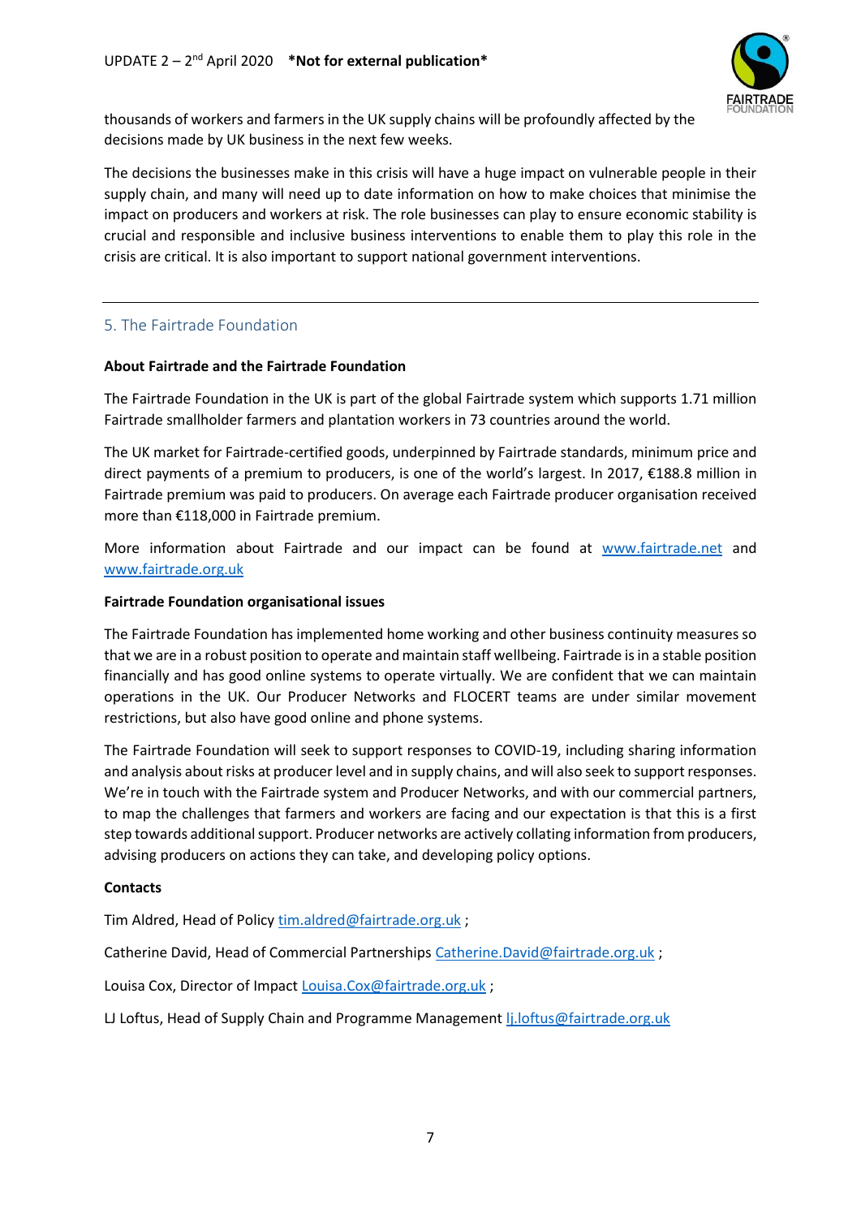thousands of workers and farmers in the UK supply chains will be profoundly affected by the decisions made by UK business in the next few weeks.

The decisions the businesses make in this crisis will have a huge impact on vulnerable people in their supply chain, and many will need up to date information on how to make choices that minimise the impact on producers and workers at risk. The role businesses can play to ensure economic stability is crucial and responsible and inclusive business interventions to enable them to play this role in the crisis are critical. It is also important to support national government interventions.

---

## 5. The Fairtrade Foundation

**About Fairtrade and the Fairtrade Foundation**

The Fairtrade Foundation in the UK is part of the global Fairtrade system which supports 1.71 million Fairtrade smallholder farmers and plantation workers in 73 countries around the world.

The UK market for Fairtrade-certified goods, underpinned by Fairtrade standards, minimum price and direct payments of a premium to producers, is one of the world's largest. In 2017, €188.8 million in Fairtrade premium was paid to producers. On average each Fairtrade producer organisation received more than €118,000 in Fairtrade premium.

More information about Fairtrade and our impact can be found at www.fairtrade.net and www.fairtrade.org.uk

**Fairtrade Foundation organisational issues**

The Fairtrade Foundation has implemented home working and other business continuity measures so that we are in a robust position to operate and maintain staff wellbeing. Fairtrade is in a stable position financially and has good online systems to operate virtually. We are confident that we can maintain operations in the UK. Our Producer Networks and FLOCERT teams are under similar movement restrictions, but also have good online and phone systems.

The Fairtrade Foundation will seek to support responses to COVID-19, including sharing information and analysis about risks at producer level and in supply chains, and will also seek to support responses. We're in touch with the Fairtrade system and Producer Networks, and with our commercial partners, to map the challenges that farmers and workers are facing and our expectation is that this is a first step towards additional support. Producer networks are actively collating information from producers, advising producers on actions they can take, and developing policy options.

**Contacts**

Tim Aldred, Head of Policy tim.aldred@fairtrade.org.uk ;

Catherine David, Head of Commercial Partnerships Catherine.David@fairtrade.org.uk ;

Louisa Cox, Director of Impact Louisa.Cox@fairtrade.org.uk ;

LJ Loftus, Head of Supply Chain and Programme Management lj.loftus@fairtrade.org.uk